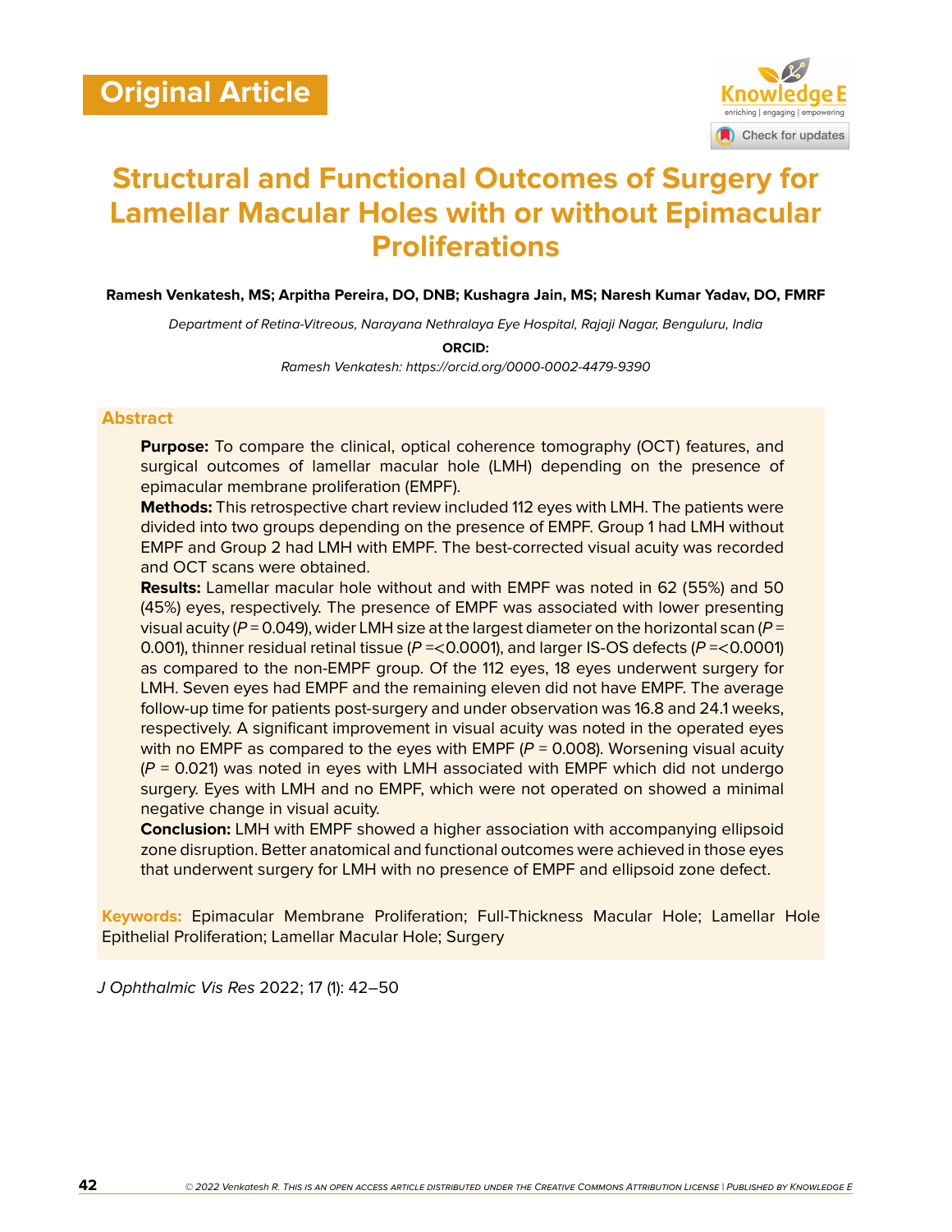Original Article

# Structural and Functional Outcomes of Surgery for Lamellar Macular Holes with or without Epimacular Proliferations

**Ramesh Venkatesh, MS; Arpitha Pereira, DO, DNB; Kushagra Jain, MS; Naresh Kumar Yadav, DO, FMRF**

*Department of Retina-Vitreous, Narayana Nethralaya Eye Hospital, Rajaji Nagar, Benguluru, India*

**ORCID:**

*Ramesh Venkatesh: https://orcid.org/0000-0002-4479-9390*

## Abstract

**Purpose:** To compare the clinical, optical coherence tomography (OCT) features, and surgical outcomes of lamellar macular hole (LMH) depending on the presence of epimacular membrane proliferation (EMPF).

**Methods:** This retrospective chart review included 112 eyes with LMH. The patients were divided into two groups depending on the presence of EMPF. Group 1 had LMH without EMPF and Group 2 had LMH with EMPF. The best-corrected visual acuity was recorded and OCT scans were obtained.

**Results:** Lamellar macular hole without and with EMPF was noted in 62 (55%) and 50 (45%) eyes, respectively. The presence of EMPF was associated with lower presenting visual acuity ($P = 0.049$), wider LMH size at the largest diameter on the horizontal scan ($P = 0.001$), thinner residual retinal tissue ($P = < 0.0001$), and larger IS-OS defects ($P = < 0.0001$) as compared to the non-EMPF group. Of the 112 eyes, 18 eyes underwent surgery for LMH. Seven eyes had EMPF and the remaining eleven did not have EMPF. The average follow-up time for patients post-surgery and under observation was 16.8 and 24.1 weeks, respectively. A significant improvement in visual acuity was noted in the operated eyes with no EMPF as compared to the eyes with EMPF ($P = 0.008$). Worsening visual acuity ($P = 0.021$) was noted in eyes with LMH associated with EMPF which did not undergo surgery. Eyes with LMH and no EMPF, which were not operated on showed a minimal negative change in visual acuity.

**Conclusion:** LMH with EMPF showed a higher association with accompanying ellipsoid zone disruption. Better anatomical and functional outcomes were achieved in those eyes that underwent surgery for LMH with no presence of EMPF and ellipsoid zone defect.

**Keywords:** Epimacular Membrane Proliferation; Full-Thickness Macular Hole; Lamellar Hole Epithelial Proliferation; Lamellar Macular Hole; Surgery

*J Ophthalmic Vis Res* 2022; 17 (1): 42–50

© 2022 Venkatesh R. This is an open access article distributed under the Creative Commons Attribution License | Published by Knowledge E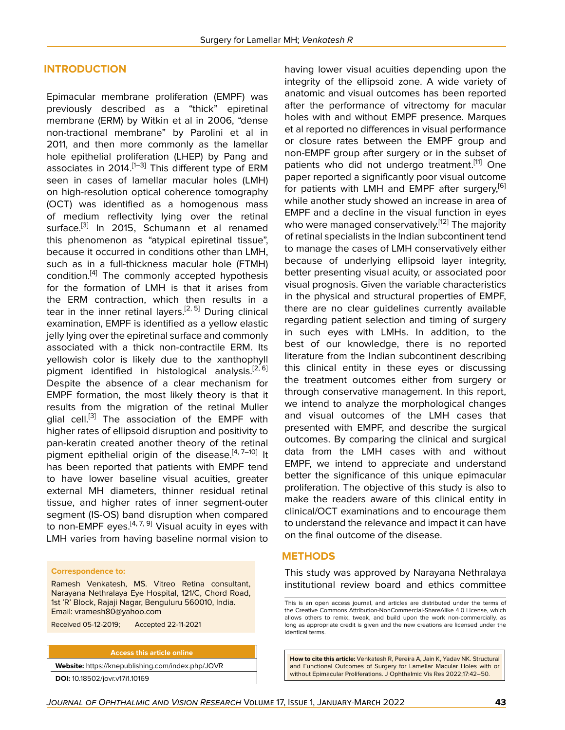## INTRODUCTION

Epimacular membrane proliferation (EMPF) was previously described as a "thick" epiretinal membrane (ERM) by Witkin et al in 2006, "dense non-tractional membrane" by Parolini et al in 2011, and then more commonly as the lamellar hole epithelial proliferation (LHEP) by Pang and associates in 2014.[1–3] This different type of ERM seen in cases of lamellar macular holes (LMH) on high-resolution optical coherence tomography (OCT) was identified as a homogenous mass of medium reflectivity lying over the retinal surface.[3] In 2015, Schumann et al renamed this phenomenon as "atypical epiretinal tissue", because it occurred in conditions other than LMH, such as in a full-thickness macular hole (FTMH) condition.[4] The commonly accepted hypothesis for the formation of LMH is that it arises from the ERM contraction, which then results in a tear in the inner retinal layers.[2, 5] During clinical examination, EMPF is identified as a yellow elastic jelly lying over the epiretinal surface and commonly associated with a thick non-contractile ERM. Its yellowish color is likely due to the xanthophyll pigment identified in histological analysis.[2, 6] Despite the absence of a clear mechanism for EMPF formation, the most likely theory is that it results from the migration of the retinal Muller glial cell.[3] The association of the EMPF with higher rates of ellipsoid disruption and positivity to pan-keratin created another theory of the retinal pigment epithelial origin of the disease.[4, 7–10] It has been reported that patients with EMPF tend to have lower baseline visual acuities, greater external MH diameters, thinner residual retinal tissue, and higher rates of inner segment-outer segment (IS-OS) band disruption when compared to non-EMPF eyes.[4, 7, 9] Visual acuity in eyes with LMH varies from having baseline normal vision to having lower visual acuities depending upon the integrity of the ellipsoid zone. A wide variety of anatomic and visual outcomes has been reported after the performance of vitrectomy for macular holes with and without EMPF presence. Marques et al reported no differences in visual performance or closure rates between the EMPF group and non-EMPF group after surgery or in the subset of patients who did not undergo treatment.[11] One paper reported a significantly poor visual outcome for patients with LMH and EMPF after surgery,[6] while another study showed an increase in area of EMPF and a decline in the visual function in eyes who were managed conservatively.[12] The majority of retinal specialists in the Indian subcontinent tend to manage the cases of LMH conservatively either because of underlying ellipsoid layer integrity, better presenting visual acuity, or associated poor visual prognosis. Given the variable characteristics in the physical and structural properties of EMPF, there are no clear guidelines currently available regarding patient selection and timing of surgery in such eyes with LMHs. In addition, to the best of our knowledge, there is no reported literature from the Indian subcontinent describing this clinical entity in these eyes or discussing the treatment outcomes either from surgery or through conservative management. In this report, we intend to analyze the morphological changes and visual outcomes of the LMH cases that presented with EMPF, and describe the surgical outcomes. By comparing the clinical and surgical data from the LMH cases with and without EMPF, we intend to appreciate and understand better the significance of this unique epimacular proliferation. The objective of this study is also to make the readers aware of this clinical entity in clinical/OCT examinations and to encourage them to understand the relevance and impact it can have on the final outcome of the disease.

## METHODS

This study was approved by Narayana Nethralaya institutional review board and ethics committee

**Correspondence to:**

Ramesh Venkatesh, MS. Vitreo Retina consultant, Narayana Nethralaya Eye Hospital, 121/C, Chord Road, 1st 'R' Block, Rajaji Nagar, Benguluru 560010, India. Email: vramesh80@yahoo.com

Received 05-12-2019; Accepted 22-11-2021

| Access this article online |
|---|
| **Website:** https://knepublishing.com/index.php/JOVR |
| **DOI:** 10.18502/jovr.v17i1.10169 |

This is an open access journal, and articles are distributed under the terms of the Creative Commons Attribution-NonCommercial-ShareAlike 4.0 License, which allows others to remix, tweak, and build upon the work non-commercially, as long as appropriate credit is given and the new creations are licensed under the identical terms.

**How to cite this article:** Venkatesh R, Pereira A, Jain K, Yadav NK. Structural and Functional Outcomes of Surgery for Lamellar Macular Holes with or without Epimacular Proliferations. J Ophthalmic Vis Res 2022;17:42–50.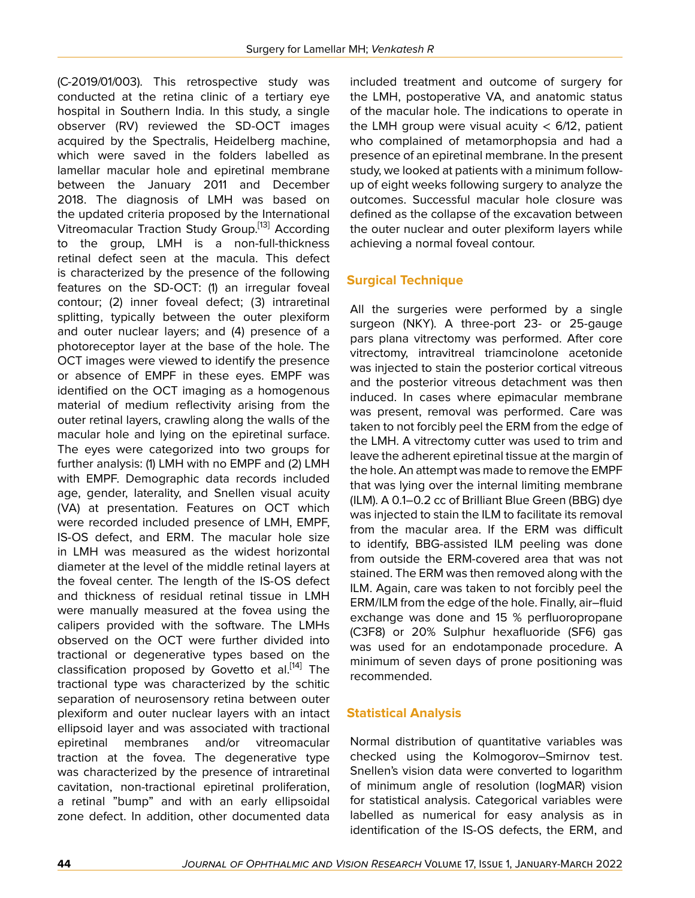(C-2019/01/003). This retrospective study was conducted at the retina clinic of a tertiary eye hospital in Southern India. In this study, a single observer (RV) reviewed the SD-OCT images acquired by the Spectralis, Heidelberg machine, which were saved in the folders labelled as lamellar macular hole and epiretinal membrane between the January 2011 and December 2018. The diagnosis of LMH was based on the updated criteria proposed by the International Vitreomacular Traction Study Group.[13] According to the group, LMH is a non-full-thickness retinal defect seen at the macula. This defect is characterized by the presence of the following features on the SD-OCT: (1) an irregular foveal contour; (2) inner foveal defect; (3) intraretinal splitting, typically between the outer plexiform and outer nuclear layers; and (4) presence of a photoreceptor layer at the base of the hole. The OCT images were viewed to identify the presence or absence of EMPF in these eyes. EMPF was identified on the OCT imaging as a homogenous material of medium reflectivity arising from the outer retinal layers, crawling along the walls of the macular hole and lying on the epiretinal surface. The eyes were categorized into two groups for further analysis: (1) LMH with no EMPF and (2) LMH with EMPF. Demographic data records included age, gender, laterality, and Snellen visual acuity (VA) at presentation. Features on OCT which were recorded included presence of LMH, EMPF, IS-OS defect, and ERM. The macular hole size in LMH was measured as the widest horizontal diameter at the level of the middle retinal layers at the foveal center. The length of the IS-OS defect and thickness of residual retinal tissue in LMH were manually measured at the fovea using the calipers provided with the software. The LMHs observed on the OCT were further divided into tractional or degenerative types based on the classification proposed by Govetto et al.[14] The tractional type was characterized by the schitic separation of neurosensory retina between outer plexiform and outer nuclear layers with an intact ellipsoid layer and was associated with tractional epiretinal membranes and/or vitreomacular traction at the fovea. The degenerative type was characterized by the presence of intraretinal cavitation, non-tractional epiretinal proliferation, a retinal "bump" and with an early ellipsoidal zone defect. In addition, other documented data included treatment and outcome of surgery for the LMH, postoperative VA, and anatomic status of the macular hole. The indications to operate in the LMH group were visual acuity < 6/12, patient who complained of metamorphopsia and had a presence of an epiretinal membrane. In the present study, we looked at patients with a minimum follow-up of eight weeks following surgery to analyze the outcomes. Successful macular hole closure was defined as the collapse of the excavation between the outer nuclear and outer plexiform layers while achieving a normal foveal contour.

## Surgical Technique

All the surgeries were performed by a single surgeon (NKY). A three-port 23- or 25-gauge pars plana vitrectomy was performed. After core vitrectomy, intravitreal triamcinolone acetonide was injected to stain the posterior cortical vitreous and the posterior vitreous detachment was then induced. In cases where epimacular membrane was present, removal was performed. Care was taken to not forcibly peel the ERM from the edge of the LMH. A vitrectomy cutter was used to trim and leave the adherent epiretinal tissue at the margin of the hole. An attempt was made to remove the EMPF that was lying over the internal limiting membrane (ILM). A 0.1–0.2 cc of Brilliant Blue Green (BBG) dye was injected to stain the ILM to facilitate its removal from the macular area. If the ERM was difficult to identify, BBG-assisted ILM peeling was done from outside the ERM-covered area that was not stained. The ERM was then removed along with the ILM. Again, care was taken to not forcibly peel the ERM/ILM from the edge of the hole. Finally, air–fluid exchange was done and 15 % perfluoropropane ($C_3F_8$) or 20% Sulphur hexafluoride ($SF_6$) gas was used for an endotamponade procedure. A minimum of seven days of prone positioning was recommended.

## Statistical Analysis

Normal distribution of quantitative variables was checked using the Kolmogorov–Smirnov test. Snellen's vision data were converted to logarithm of minimum angle of resolution (logMAR) vision for statistical analysis. Categorical variables were labelled as numerical for easy analysis as in identification of the IS-OS defects, the ERM, and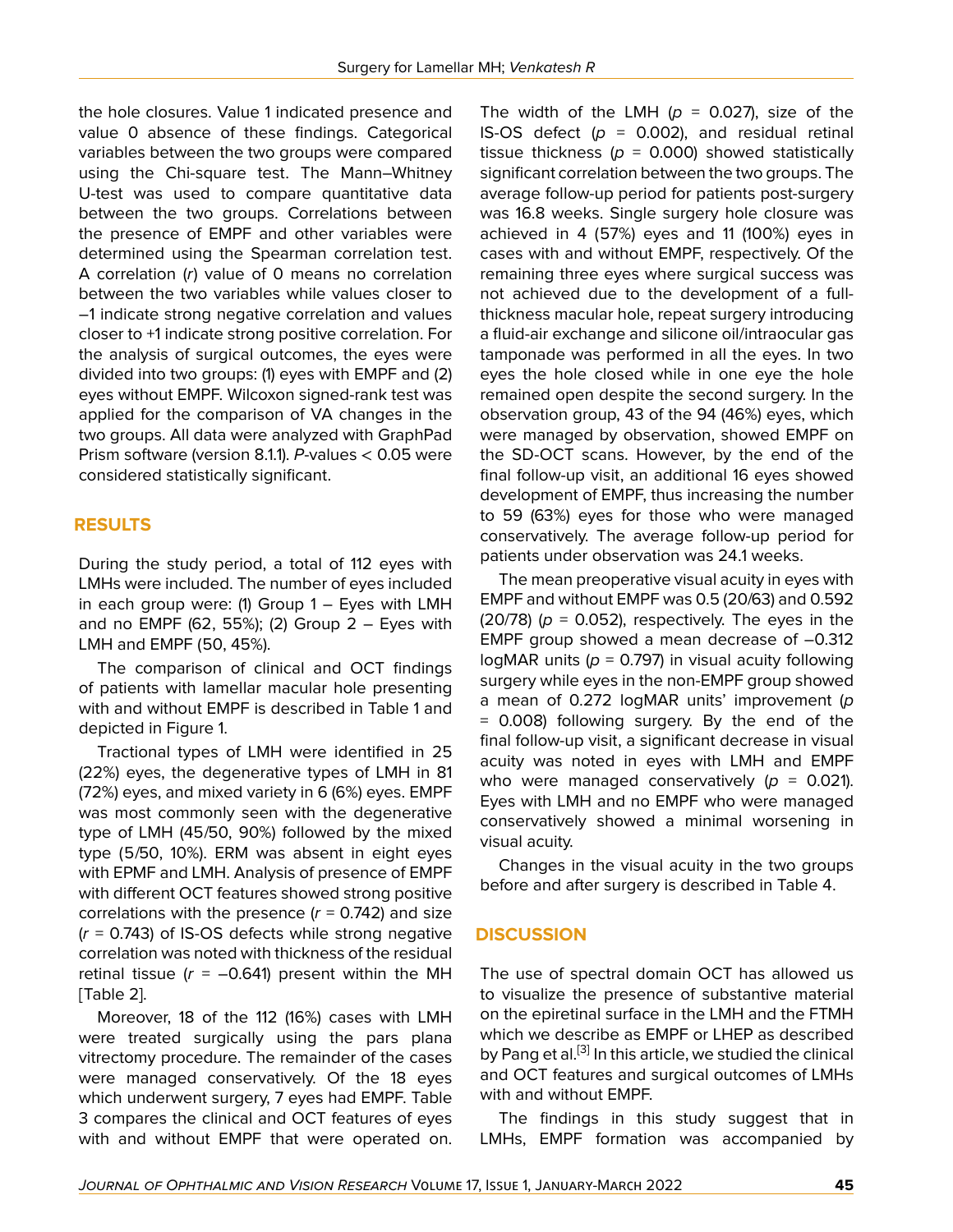the hole closures. Value 1 indicated presence and value 0 absence of these findings. Categorical variables between the two groups were compared using the Chi-square test. The Mann–Whitney U-test was used to compare quantitative data between the two groups. Correlations between the presence of EMPF and other variables were determined using the Spearman correlation test. A correlation (*r*) value of 0 means no correlation between the two variables while values closer to –1 indicate strong negative correlation and values closer to +1 indicate strong positive correlation. For the analysis of surgical outcomes, the eyes were divided into two groups: (1) eyes with EMPF and (2) eyes without EMPF. Wilcoxon signed-rank test was applied for the comparison of VA changes in the two groups. All data were analyzed with GraphPad Prism software (version 8.1.1). *P*-values $< 0.05$ were considered statistically significant.

## RESULTS

During the study period, a total of 112 eyes with LMHs were included. The number of eyes included in each group were: (1) Group 1 – Eyes with LMH and no EMPF (62, 55%); (2) Group 2 – Eyes with LMH and EMPF (50, 45%).

The comparison of clinical and OCT findings of patients with lamellar macular hole presenting with and without EMPF is described in Table 1 and depicted in Figure 1.

Tractional types of LMH were identified in 25 (22%) eyes, the degenerative types of LMH in 81 (72%) eyes, and mixed variety in 6 (6%) eyes. EMPF was most commonly seen with the degenerative type of LMH (45/50, 90%) followed by the mixed type (5/50, 10%). ERM was absent in eight eyes with EPMF and LMH. Analysis of presence of EMPF with different OCT features showed strong positive correlations with the presence ($r = 0.742$) and size ($r = 0.743$) of IS-OS defects while strong negative correlation was noted with thickness of the residual retinal tissue ($r = -0.641$) present within the MH [Table 2].

Moreover, 18 of the 112 (16%) cases with LMH were treated surgically using the pars plana vitrectomy procedure. The remainder of the cases were managed conservatively. Of the 18 eyes which underwent surgery, 7 eyes had EMPF. Table 3 compares the clinical and OCT features of eyes with and without EMPF that were operated on. The width of the LMH ($p = 0.027$), size of the IS-OS defect ($p = 0.002$), and residual retinal tissue thickness ($p = 0.000$) showed statistically significant correlation between the two groups. The average follow-up period for patients post-surgery was 16.8 weeks. Single surgery hole closure was achieved in 4 (57%) eyes and 11 (100%) eyes in cases with and without EMPF, respectively. Of the remaining three eyes where surgical success was not achieved due to the development of a full-thickness macular hole, repeat surgery introducing a fluid-air exchange and silicone oil/intraocular gas tamponade was performed in all the eyes. In two eyes the hole closed while in one eye the hole remained open despite the second surgery. In the observation group, 43 of the 94 (46%) eyes, which were managed by observation, showed EMPF on the SD-OCT scans. However, by the end of the final follow-up visit, an additional 16 eyes showed development of EMPF, thus increasing the number to 59 (63%) eyes for those who were managed conservatively. The average follow-up period for patients under observation was 24.1 weeks.

The mean preoperative visual acuity in eyes with EMPF and without EMPF was 0.5 (20/63) and 0.592 (20/78) ($p = 0.052$), respectively. The eyes in the EMPF group showed a mean decrease of –0.312 logMAR units ($p = 0.797$) in visual acuity following surgery while eyes in the non-EMPF group showed a mean of 0.272 logMAR units' improvement ($p = 0.008$) following surgery. By the end of the final follow-up visit, a significant decrease in visual acuity was noted in eyes with LMH and EMPF who were managed conservatively ($p = 0.021$). Eyes with LMH and no EMPF who were managed conservatively showed a minimal worsening in visual acuity.

Changes in the visual acuity in the two groups before and after surgery is described in Table 4.

## DISCUSSION

The use of spectral domain OCT has allowed us to visualize the presence of substantive material on the epiretinal surface in the LMH and the FTMH which we describe as EMPF or LHEP as described by Pang et al.[3] In this article, we studied the clinical and OCT features and surgical outcomes of LMHs with and without EMPF.

The findings in this study suggest that in LMHs, EMPF formation was accompanied by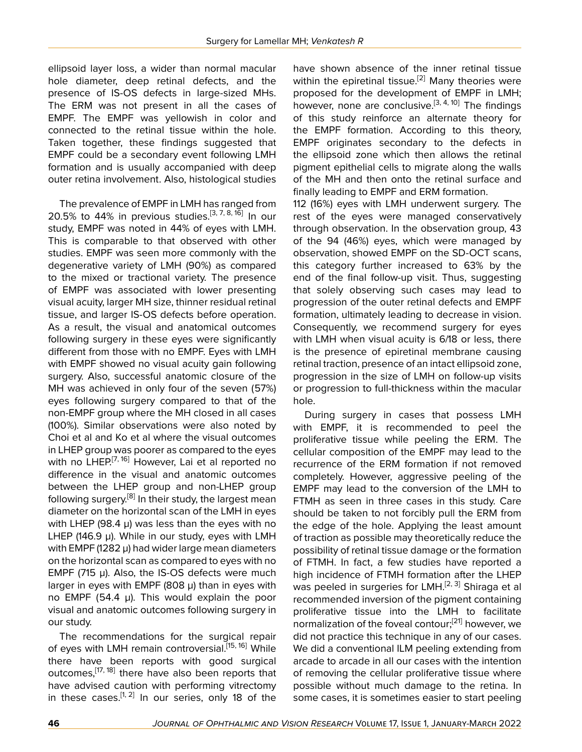ellipsoid layer loss, a wider than normal macular hole diameter, deep retinal defects, and the presence of IS-OS defects in large-sized MHs. The ERM was not present in all the cases of EMPF. The EMPF was yellowish in color and connected to the retinal tissue within the hole. Taken together, these findings suggested that EMPF could be a secondary event following LMH formation and is usually accompanied with deep outer retina involvement. Also, histological studies have shown absence of the inner retinal tissue within the epiretinal tissue.[2] Many theories were proposed for the development of EMPF in LMH; however, none are conclusive.[3, 4, 10] The findings of this study reinforce an alternate theory for the EMPF formation. According to this theory, EMPF originates secondary to the defects in the ellipsoid zone which then allows the retinal pigment epithelial cells to migrate along the walls of the MH and then onto the retinal surface and finally leading to EMPF and ERM formation.

The prevalence of EMPF in LMH has ranged from 20.5% to 44% in previous studies.[3, 7, 8, 16] In our study, EMPF was noted in 44% of eyes with LMH. This is comparable to that observed with other studies. EMPF was seen more commonly with the degenerative variety of LMH (90%) as compared to the mixed or tractional variety. The presence of EMPF was associated with lower presenting visual acuity, larger MH size, thinner residual retinal tissue, and larger IS-OS defects before operation. As a result, the visual and anatomical outcomes following surgery in these eyes were significantly different from those with no EMPF. Eyes with LMH with EMPF showed no visual acuity gain following surgery. Also, successful anatomic closure of the MH was achieved in only four of the seven (57%) eyes following surgery compared to that of the non-EMPF group where the MH closed in all cases (100%). Similar observations were also noted by Choi et al and Ko et al where the visual outcomes in LHEP group was poorer as compared to the eyes with no LHEP.[7, 16] However, Lai et al reported no difference in the visual and anatomic outcomes between the LHEP group and non-LHEP group following surgery.[8] In their study, the largest mean diameter on the horizontal scan of the LMH in eyes with LHEP (98.4 µ) was less than the eyes with no LHEP (146.9 µ). While in our study, eyes with LMH with EMPF (1282 µ) had wider large mean diameters on the horizontal scan as compared to eyes with no EMPF (715 µ). Also, the IS-OS defects were much larger in eyes with EMPF (808 µ) than in eyes with no EMPF (54.4 µ). This would explain the poor visual and anatomic outcomes following surgery in our study.

The recommendations for the surgical repair of eyes with LMH remain controversial.[15, 16] While there have been reports with good surgical outcomes,[17, 18] there have also been reports that have advised caution with performing vitrectomy in these cases.[1, 2] In our series, only 18 of the 112 (16%) eyes with LMH underwent surgery. The rest of the eyes were managed conservatively through observation. In the observation group, 43 of the 94 (46%) eyes, which were managed by observation, showed EMPF on the SD-OCT scans, this category further increased to 63% by the end of the final follow-up visit. Thus, suggesting that solely observing such cases may lead to progression of the outer retinal defects and EMPF formation, ultimately leading to decrease in vision. Consequently, we recommend surgery for eyes with LMH when visual acuity is 6/18 or less, there is the presence of epiretinal membrane causing retinal traction, presence of an intact ellipsoid zone, progression in the size of LMH on follow-up visits or progression to full-thickness within the macular hole.

During surgery in cases that possess LMH with EMPF, it is recommended to peel the proliferative tissue while peeling the ERM. The cellular composition of the EMPF may lead to the recurrence of the ERM formation if not removed completely. However, aggressive peeling of the EMPF may lead to the conversion of the LMH to FTMH as seen in three cases in this study. Care should be taken to not forcibly pull the ERM from the edge of the hole. Applying the least amount of traction as possible may theoretically reduce the possibility of retinal tissue damage or the formation of FTMH. In fact, a few studies have reported a high incidence of FTMH formation after the LHEP was peeled in surgeries for LMH.[2, 3] Shiraga et al recommended inversion of the pigment containing proliferative tissue into the LMH to facilitate normalization of the foveal contour;[21] however, we did not practice this technique in any of our cases. We did a conventional ILM peeling extending from arcade to arcade in all our cases with the intention of removing the cellular proliferative tissue where possible without much damage to the retina. In some cases, it is sometimes easier to start peeling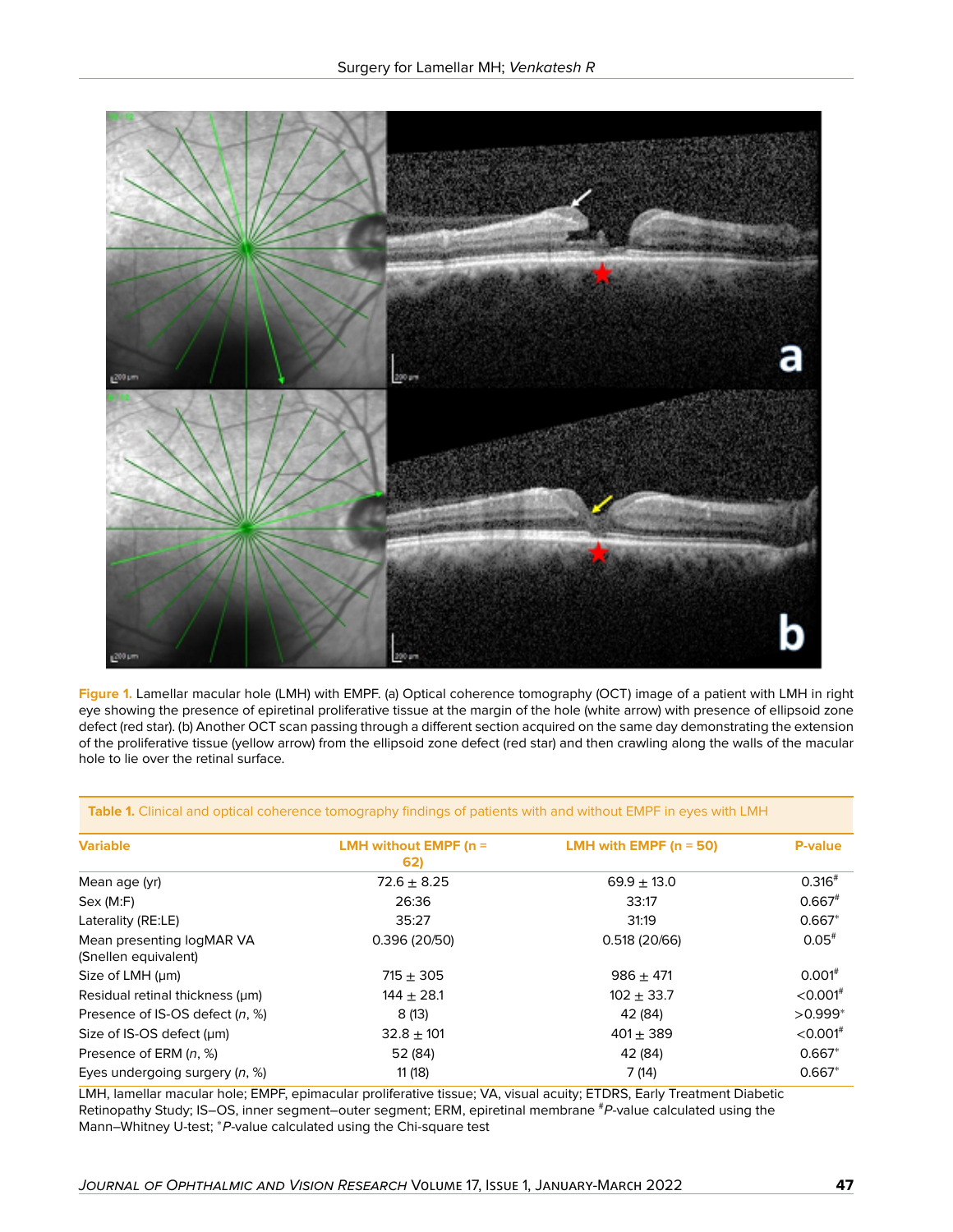Figure 1. Lamellar macular hole (LMH) with EMPF. (a) Optical coherence tomography (OCT) image of a patient with LMH in right eye showing the presence of epiretinal proliferative tissue at the margin of the hole (white arrow) with presence of ellipsoid zone defect (red star). (b) Another OCT scan passing through a different section acquired on the same day demonstrating the extension of the proliferative tissue (yellow arrow) from the ellipsoid zone defect (red star) and then crawling along the walls of the macular hole to lie over the retinal surface.

**Table 1.** Clinical and optical coherence tomography findings of patients with and without EMPF in eyes with LMH

| Variable | LMH without EMPF (n = 62) | LMH with EMPF (n = 50) | P-value |
|---|---|---|---|
| Mean age (yr) | 72.6 ± 8.25 | 69.9 ± 13.0 | 0.316# |
| Sex (M:F) | 26:36 | 33:17 | 0.667# |
| Laterality (RE:LE) | 35:27 | 31:19 | 0.667* |
| Mean presenting logMAR VA (Snellen equivalent) | 0.396 (20/50) | 0.518 (20/66) | 0.05# |
| Size of LMH (µm) | 715 ± 305 | 986 ± 471 | 0.001# |
| Residual retinal thickness (µm) | 144 ± 28.1 | 102 ± 33.7 | <0.001# |
| Presence of IS-OS defect (*n*, %) | 8 (13) | 42 (84) | >0.999* |
| Size of IS-OS defect (µm) | 32.8 ± 101 | 401 ± 389 | <0.001# |
| Presence of ERM (*n*, %) | 52 (84) | 42 (84) | 0.667* |
| Eyes undergoing surgery (*n*, %) | 11 (18) | 7 (14) | 0.667* |

LMH, lamellar macular hole; EMPF, epimacular proliferative tissue; VA, visual acuity; ETDRS, Early Treatment Diabetic Retinopathy Study; IS–OS, inner segment–outer segment; ERM, epiretinal membrane #*P*-value calculated using the Mann–Whitney U-test; **P*-value calculated using the Chi-square test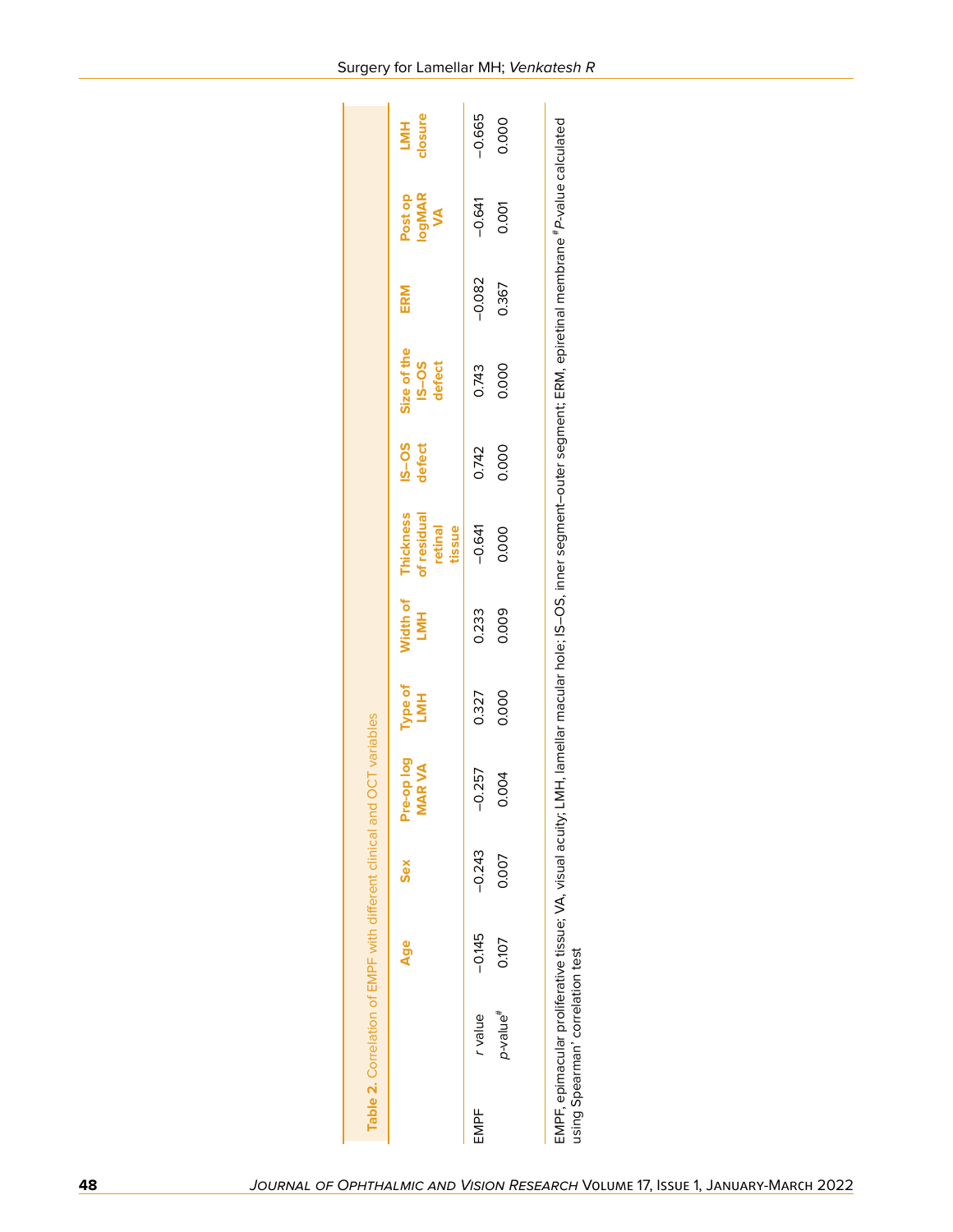**Table 2.** Correlation of EMPF with different clinical and OCT variables

| | | Age | Sex | Pre-op log MAR VA | Type of LMH | Width of LMH | Thickness of residual retinal tissue | IS–OS defect | Size of the IS–OS defect | ERM | Post op logMAR VA | LMH closure |
|---|---|---|---|---|---|---|---|---|---|---|---|---|
| EMPF | *r* value | −0.145 | −0.243 | −0.257 | 0.327 | 0.233 | −0.641 | 0.742 | 0.743 | −0.082 | −0.641 | −0.665 |
| | *p*-value[#] | 0.107 | 0.007 | 0.004 | 0.000 | 0.009 | 0.000 | 0.000 | 0.000 | 0.367 | 0.001 | 0.000 |

EMPF, epimacular proliferative tissue; VA, visual acuity; LMH, lamellar macular hole; IS–OS, inner segment–outer segment; ERM, epiretinal membrane [#]*P*-value calculated using Spearman' correlation test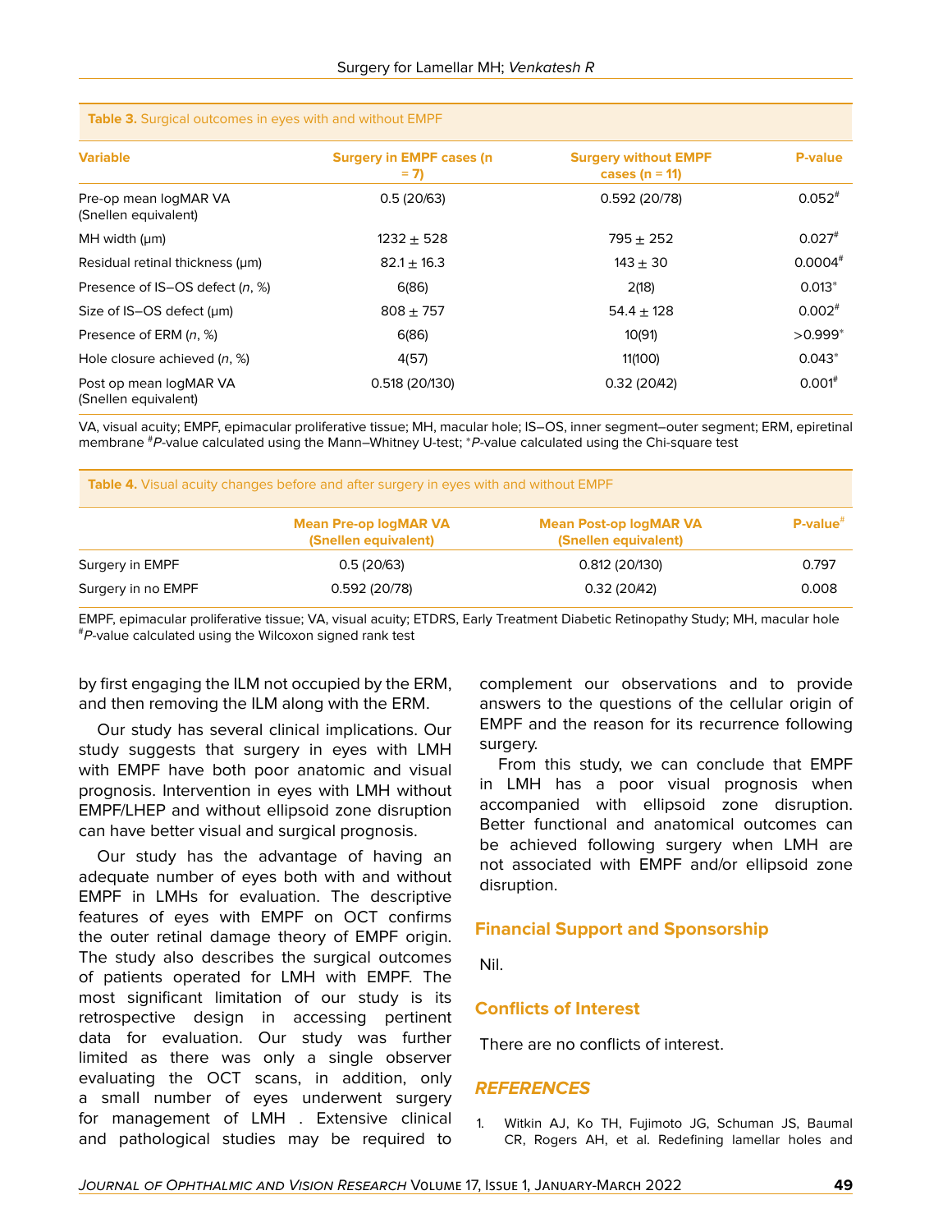**Table 3.** Surgical outcomes in eyes with and without EMPF

| Variable | Surgery in EMPF cases (n = 7) | Surgery without EMPF cases (n = 11) | P-value |
|---|---|---|---|
| Pre-op mean logMAR VA (Snellen equivalent) | 0.5 (20/63) | 0.592 (20/78) | 0.052# |
| MH width (μm) | 1232 ± 528 | 795 ± 252 | 0.027# |
| Residual retinal thickness (μm) | 82.1 ± 16.3 | 143 ± 30 | 0.0004# |
| Presence of IS–OS defect (*n*, %) | 6(86) | 2(18) | 0.013* |
| Size of IS–OS defect (μm) | 808 ± 757 | 54.4 ± 128 | 0.002# |
| Presence of ERM (*n*, %) | 6(86) | 10(91) | >0.999* |
| Hole closure achieved (*n*, %) | 4(57) | 11(100) | 0.043* |
| Post op mean logMAR VA (Snellen equivalent) | 0.518 (20/130) | 0.32 (20/42) | 0.001# |

VA, visual acuity; EMPF, epimacular proliferative tissue; MH, macular hole; IS–OS, inner segment–outer segment; ERM, epiretinal membrane #*P*-value calculated using the Mann–Whitney U-test; **P*-value calculated using the Chi-square test

**Table 4.** Visual acuity changes before and after surgery in eyes with and without EMPF

| | Mean Pre-op logMAR VA (Snellen equivalent) | Mean Post-op logMAR VA (Snellen equivalent) | P-value# |
|---|---|---|---|
| Surgery in EMPF | 0.5 (20/63) | 0.812 (20/130) | 0.797 |
| Surgery in no EMPF | 0.592 (20/78) | 0.32 (20/42) | 0.008 |

EMPF, epimacular proliferative tissue; VA, visual acuity; ETDRS, Early Treatment Diabetic Retinopathy Study; MH, macular hole #*P*-value calculated using the Wilcoxon signed rank test

by first engaging the ILM not occupied by the ERM, and then removing the ILM along with the ERM.

Our study has several clinical implications. Our study suggests that surgery in eyes with LMH with EMPF have both poor anatomic and visual prognosis. Intervention in eyes with LMH without EMPF/LHEP and without ellipsoid zone disruption can have better visual and surgical prognosis.

Our study has the advantage of having an adequate number of eyes both with and without EMPF in LMHs for evaluation. The descriptive features of eyes with EMPF on OCT confirms the outer retinal damage theory of EMPF origin. The study also describes the surgical outcomes of patients operated for LMH with EMPF. The most significant limitation of our study is its retrospective design in accessing pertinent data for evaluation. Our study was further limited as there was only a single observer evaluating the OCT scans, in addition, only a small number of eyes underwent surgery for management of LMH . Extensive clinical and pathological studies may be required to complement our observations and to provide answers to the questions of the cellular origin of EMPF and the reason for its recurrence following surgery.

From this study, we can conclude that EMPF in LMH has a poor visual prognosis when accompanied with ellipsoid zone disruption. Better functional and anatomical outcomes can be achieved following surgery when LMH are not associated with EMPF and/or ellipsoid zone disruption.

## Financial Support and Sponsorship

Nil.

## Conflicts of Interest

There are no conflicts of interest.

## REFERENCES

1. Witkin AJ, Ko TH, Fujimoto JG, Schuman JS, Baumal CR, Rogers AH, et al. Redefining lamellar holes and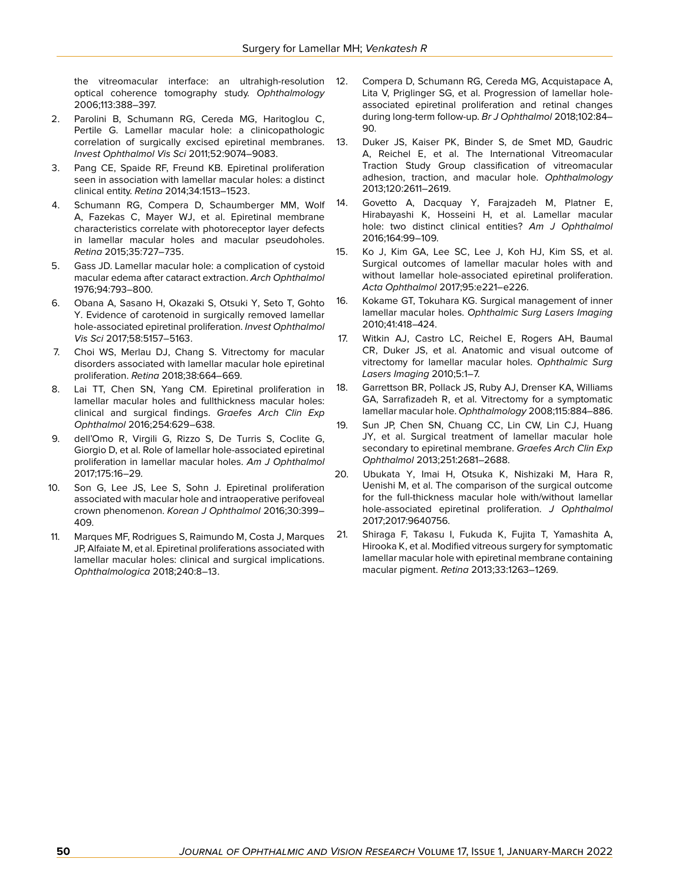the vitreomacular interface: an ultrahigh-resolution optical coherence tomography study. *Ophthalmology* 2006;113:388–397.

2. Parolini B, Schumann RG, Cereda MG, Haritoglou C, Pertile G. Lamellar macular hole: a clinicopathologic correlation of surgically excised epiretinal membranes. *Invest Ophthalmol Vis Sci* 2011;52:9074–9083.
3. Pang CE, Spaide RF, Freund KB. Epiretinal proliferation seen in association with lamellar macular holes: a distinct clinical entity. *Retina* 2014;34:1513–1523.
4. Schumann RG, Compera D, Schaumberger MM, Wolf A, Fazekas C, Mayer WJ, et al. Epiretinal membrane characteristics correlate with photoreceptor layer defects in lamellar macular holes and macular pseudoholes. *Retina* 2015;35:727–735.
5. Gass JD. Lamellar macular hole: a complication of cystoid macular edema after cataract extraction. *Arch Ophthalmol* 1976;94:793–800.
6. Obana A, Sasano H, Okazaki S, Otsuki Y, Seto T, Gohto Y. Evidence of carotenoid in surgically removed lamellar hole-associated epiretinal proliferation. *Invest Ophthalmol Vis Sci* 2017;58:5157–5163.
7. Choi WS, Merlau DJ, Chang S. Vitrectomy for macular disorders associated with lamellar macular hole epiretinal proliferation. *Retina* 2018;38:664–669.
8. Lai TT, Chen SN, Yang CM. Epiretinal proliferation in lamellar macular holes and fullthickness macular holes: clinical and surgical findings. *Graefes Arch Clin Exp Ophthalmol* 2016;254:629–638.
9. dell'Omo R, Virgili G, Rizzo S, De Turris S, Coclite G, Giorgio D, et al. Role of lamellar hole-associated epiretinal proliferation in lamellar macular holes. *Am J Ophthalmol* 2017;175:16–29.
10. Son G, Lee JS, Lee S, Sohn J. Epiretinal proliferation associated with macular hole and intraoperative perifoveal crown phenomenon. *Korean J Ophthalmol* 2016;30:399–409.
11. Marques MF, Rodrigues S, Raimundo M, Costa J, Marques JP, Alfaiate M, et al. Epiretinal proliferations associated with lamellar macular holes: clinical and surgical implications. *Ophthalmologica* 2018;240:8–13.
12. Compera D, Schumann RG, Cereda MG, Acquistapace A, Lita V, Priglinger SG, et al. Progression of lamellar hole-associated epiretinal proliferation and retinal changes during long-term follow-up. *Br J Ophthalmol* 2018;102:84–90.
13. Duker JS, Kaiser PK, Binder S, de Smet MD, Gaudric A, Reichel E, et al. The International Vitreomacular Traction Study Group classification of vitreomacular adhesion, traction, and macular hole. *Ophthalmology* 2013;120:2611–2619.
14. Govetto A, Dacquay Y, Farajzadeh M, Platner E, Hirabayashi K, Hosseini H, et al. Lamellar macular hole: two distinct clinical entities? *Am J Ophthalmol* 2016;164:99–109.
15. Ko J, Kim GA, Lee SC, Lee J, Koh HJ, Kim SS, et al. Surgical outcomes of lamellar macular holes with and without lamellar hole-associated epiretinal proliferation. *Acta Ophthalmol* 2017;95:e221–e226.
16. Kokame GT, Tokuhara KG. Surgical management of inner lamellar macular holes. *Ophthalmic Surg Lasers Imaging* 2010;41:418–424.
17. Witkin AJ, Castro LC, Reichel E, Rogers AH, Baumal CR, Duker JS, et al. Anatomic and visual outcome of vitrectomy for lamellar macular holes. *Ophthalmic Surg Lasers Imaging* 2010;5:1–7.
18. Garrettson BR, Pollack JS, Ruby AJ, Drenser KA, Williams GA, Sarrafizadeh R, et al. Vitrectomy for a symptomatic lamellar macular hole. *Ophthalmology* 2008;115:884–886.
19. Sun JP, Chen SN, Chuang CC, Lin CW, Lin CJ, Huang JY, et al. Surgical treatment of lamellar macular hole secondary to epiretinal membrane. *Graefes Arch Clin Exp Ophthalmol* 2013;251:2681–2688.
20. Ubukata Y, Imai H, Otsuka K, Nishizaki M, Hara R, Uenishi M, et al. The comparison of the surgical outcome for the full-thickness macular hole with/without lamellar hole-associated epiretinal proliferation. *J Ophthalmol* 2017;2017:9640756.
21. Shiraga F, Takasu I, Fukuda K, Fujita T, Yamashita A, Hirooka K, et al. Modified vitreous surgery for symptomatic lamellar macular hole with epiretinal membrane containing macular pigment. *Retina* 2013;33:1263–1269.